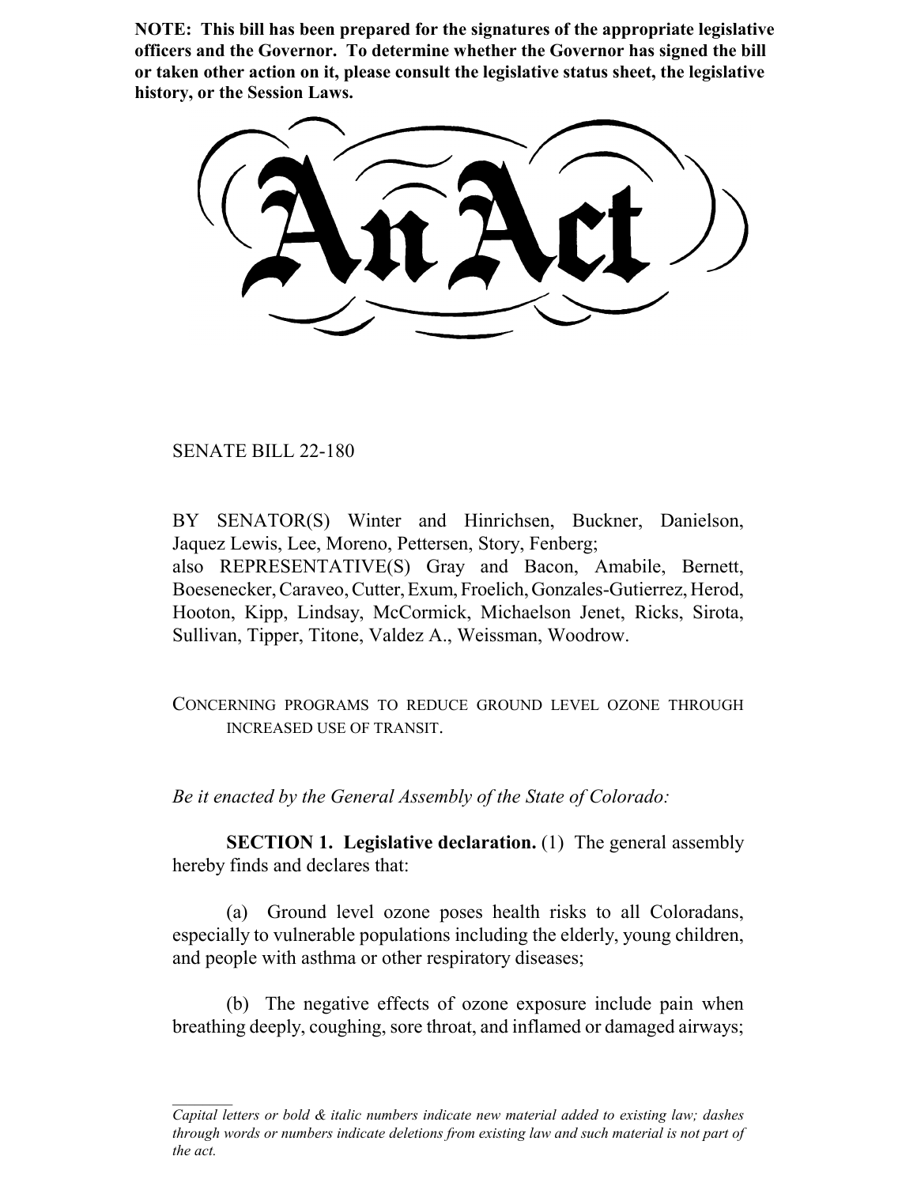**NOTE: This bill has been prepared for the signatures of the appropriate legislative officers and the Governor. To determine whether the Governor has signed the bill or taken other action on it, please consult the legislative status sheet, the legislative history, or the Session Laws.**

# An Act

SENATE BILL 22-180

BY SENATOR(S) Winter and Hinrichsen, Buckner, Danielson, Jaquez Lewis, Lee, Moreno, Pettersen, Story, Fenberg;
also REPRESENTATIVE(S) Gray and Bacon, Amabile, Bernett, Boesenecker, Caraveo, Cutter, Exum, Froelich, Gonzales-Gutierrez, Herod, Hooton, Kipp, Lindsay, McCormick, Michaelson Jenet, Ricks, Sirota, Sullivan, Tipper, Titone, Valdez A., Weissman, Woodrow.

CONCERNING PROGRAMS TO REDUCE GROUND LEVEL OZONE THROUGH INCREASED USE OF TRANSIT.

*Be it enacted by the General Assembly of the State of Colorado:*

**SECTION 1. Legislative declaration.** (1) The general assembly hereby finds and declares that:

(a) Ground level ozone poses health risks to all Coloradans, especially to vulnerable populations including the elderly, young children, and people with asthma or other respiratory diseases;

(b) The negative effects of ozone exposure include pain when breathing deeply, coughing, sore throat, and inflamed or damaged airways;

*Capital letters or bold & italic numbers indicate new material added to existing law; dashes through words or numbers indicate deletions from existing law and such material is not part of the act.*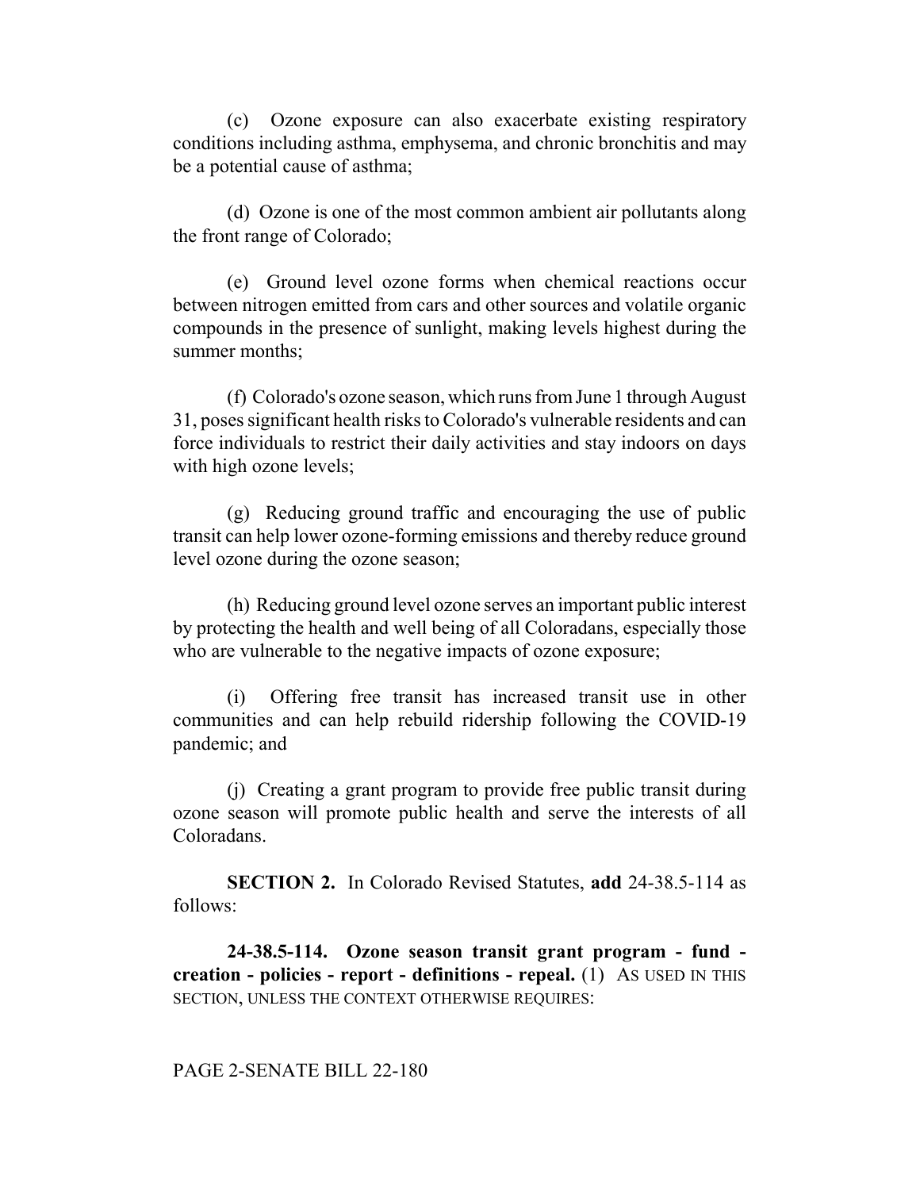(c) Ozone exposure can also exacerbate existing respiratory conditions including asthma, emphysema, and chronic bronchitis and may be a potential cause of asthma;

(d) Ozone is one of the most common ambient air pollutants along the front range of Colorado;

(e) Ground level ozone forms when chemical reactions occur between nitrogen emitted from cars and other sources and volatile organic compounds in the presence of sunlight, making levels highest during the summer months;

(f) Colorado's ozone season, which runs from June 1 through August 31, poses significant health risks to Colorado's vulnerable residents and can force individuals to restrict their daily activities and stay indoors on days with high ozone levels;

(g) Reducing ground traffic and encouraging the use of public transit can help lower ozone-forming emissions and thereby reduce ground level ozone during the ozone season;

(h) Reducing ground level ozone serves an important public interest by protecting the health and well being of all Coloradans, especially those who are vulnerable to the negative impacts of ozone exposure;

(i) Offering free transit has increased transit use in other communities and can help rebuild ridership following the COVID-19 pandemic; and

(j) Creating a grant program to provide free public transit during ozone season will promote public health and serve the interests of all Coloradans.

**SECTION 2.** In Colorado Revised Statutes, **add** 24-38.5-114 as follows:

**24-38.5-114. Ozone season transit grant program - fund - creation - policies - report - definitions - repeal.** (1) AS USED IN THIS SECTION, UNLESS THE CONTEXT OTHERWISE REQUIRES: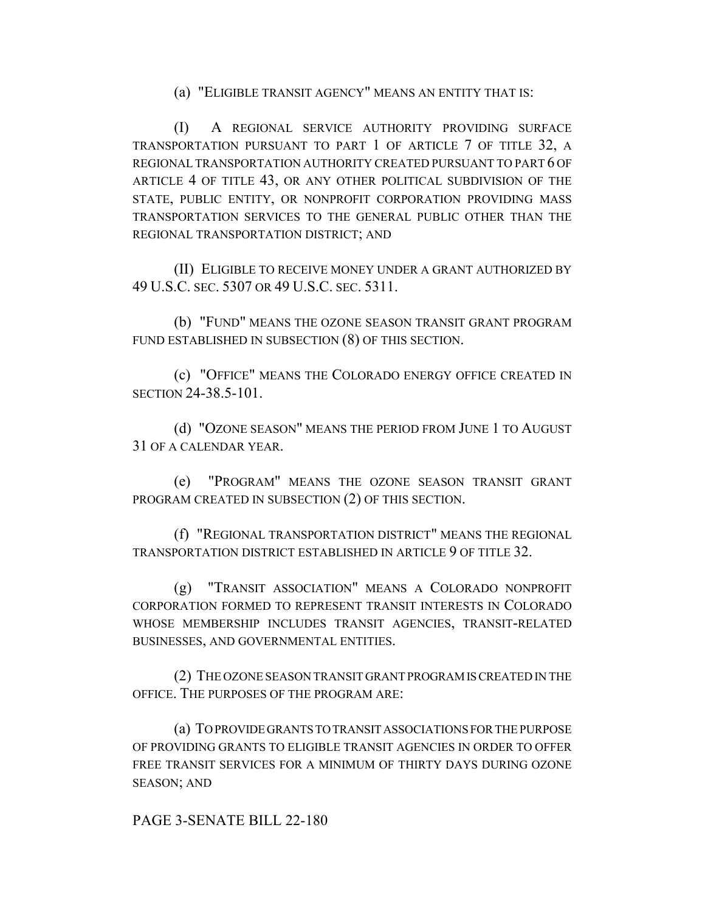(a) "ELIGIBLE TRANSIT AGENCY" MEANS AN ENTITY THAT IS:

(I) A REGIONAL SERVICE AUTHORITY PROVIDING SURFACE TRANSPORTATION PURSUANT TO PART 1 OF ARTICLE 7 OF TITLE 32, A REGIONAL TRANSPORTATION AUTHORITY CREATED PURSUANT TO PART 6 OF ARTICLE 4 OF TITLE 43, OR ANY OTHER POLITICAL SUBDIVISION OF THE STATE, PUBLIC ENTITY, OR NONPROFIT CORPORATION PROVIDING MASS TRANSPORTATION SERVICES TO THE GENERAL PUBLIC OTHER THAN THE REGIONAL TRANSPORTATION DISTRICT; AND

(II) ELIGIBLE TO RECEIVE MONEY UNDER A GRANT AUTHORIZED BY 49 U.S.C. SEC. 5307 OR 49 U.S.C. SEC. 5311.

(b) "FUND" MEANS THE OZONE SEASON TRANSIT GRANT PROGRAM FUND ESTABLISHED IN SUBSECTION (8) OF THIS SECTION.

(c) "OFFICE" MEANS THE COLORADO ENERGY OFFICE CREATED IN SECTION 24-38.5-101.

(d) "OZONE SEASON" MEANS THE PERIOD FROM JUNE 1 TO AUGUST 31 OF A CALENDAR YEAR.

(e) "PROGRAM" MEANS THE OZONE SEASON TRANSIT GRANT PROGRAM CREATED IN SUBSECTION (2) OF THIS SECTION.

(f) "REGIONAL TRANSPORTATION DISTRICT" MEANS THE REGIONAL TRANSPORTATION DISTRICT ESTABLISHED IN ARTICLE 9 OF TITLE 32.

(g) "TRANSIT ASSOCIATION" MEANS A COLORADO NONPROFIT CORPORATION FORMED TO REPRESENT TRANSIT INTERESTS IN COLORADO WHOSE MEMBERSHIP INCLUDES TRANSIT AGENCIES, TRANSIT-RELATED BUSINESSES, AND GOVERNMENTAL ENTITIES.

(2) THE OZONE SEASON TRANSIT GRANT PROGRAM IS CREATED IN THE OFFICE. THE PURPOSES OF THE PROGRAM ARE:

(a) TO PROVIDE GRANTS TO TRANSIT ASSOCIATIONS FOR THE PURPOSE OF PROVIDING GRANTS TO ELIGIBLE TRANSIT AGENCIES IN ORDER TO OFFER FREE TRANSIT SERVICES FOR A MINIMUM OF THIRTY DAYS DURING OZONE SEASON; AND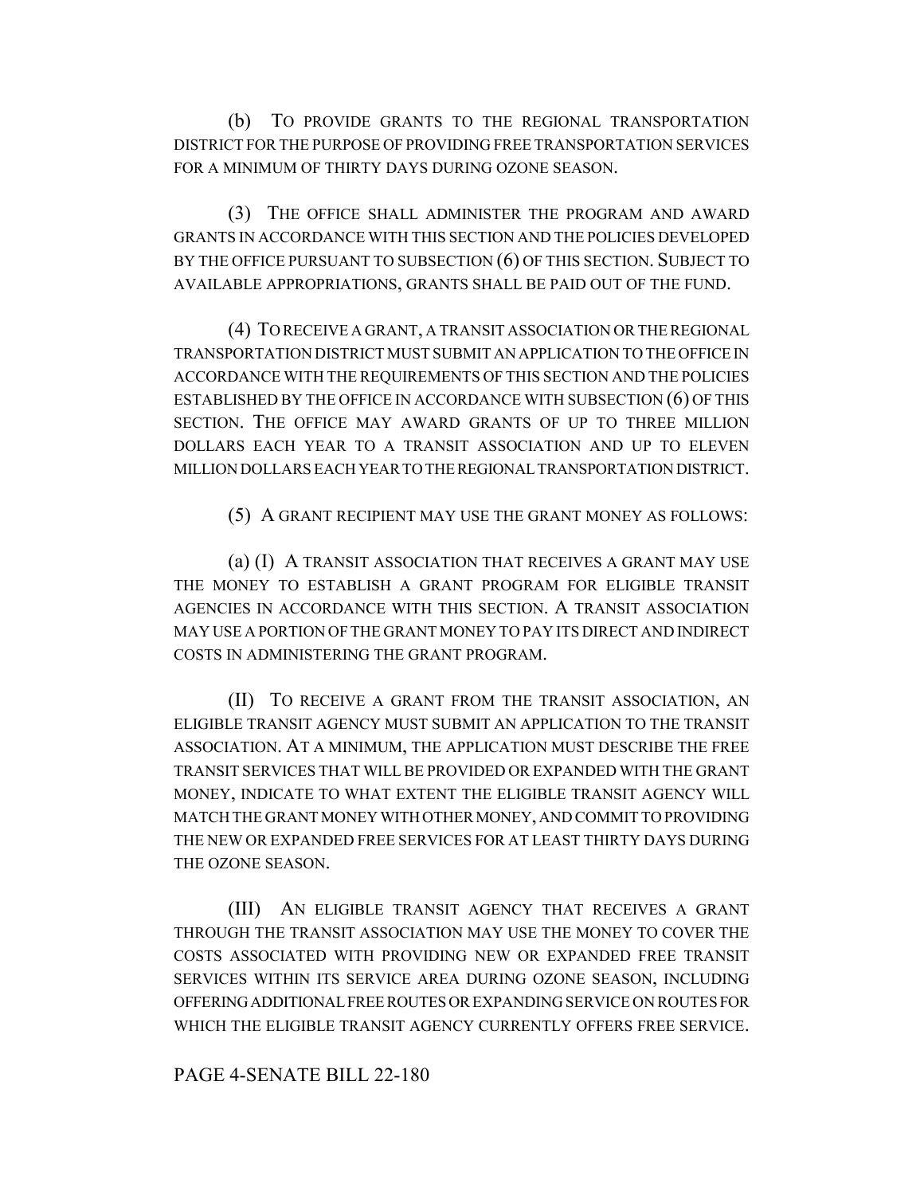(b) TO PROVIDE GRANTS TO THE REGIONAL TRANSPORTATION DISTRICT FOR THE PURPOSE OF PROVIDING FREE TRANSPORTATION SERVICES FOR A MINIMUM OF THIRTY DAYS DURING OZONE SEASON.

(3) THE OFFICE SHALL ADMINISTER THE PROGRAM AND AWARD GRANTS IN ACCORDANCE WITH THIS SECTION AND THE POLICIES DEVELOPED BY THE OFFICE PURSUANT TO SUBSECTION (6) OF THIS SECTION. SUBJECT TO AVAILABLE APPROPRIATIONS, GRANTS SHALL BE PAID OUT OF THE FUND.

(4) TO RECEIVE A GRANT, A TRANSIT ASSOCIATION OR THE REGIONAL TRANSPORTATION DISTRICT MUST SUBMIT AN APPLICATION TO THE OFFICE IN ACCORDANCE WITH THE REQUIREMENTS OF THIS SECTION AND THE POLICIES ESTABLISHED BY THE OFFICE IN ACCORDANCE WITH SUBSECTION (6) OF THIS SECTION. THE OFFICE MAY AWARD GRANTS OF UP TO THREE MILLION DOLLARS EACH YEAR TO A TRANSIT ASSOCIATION AND UP TO ELEVEN MILLION DOLLARS EACH YEAR TO THE REGIONAL TRANSPORTATION DISTRICT.

(5) A GRANT RECIPIENT MAY USE THE GRANT MONEY AS FOLLOWS:

(a) (I) A TRANSIT ASSOCIATION THAT RECEIVES A GRANT MAY USE THE MONEY TO ESTABLISH A GRANT PROGRAM FOR ELIGIBLE TRANSIT AGENCIES IN ACCORDANCE WITH THIS SECTION. A TRANSIT ASSOCIATION MAY USE A PORTION OF THE GRANT MONEY TO PAY ITS DIRECT AND INDIRECT COSTS IN ADMINISTERING THE GRANT PROGRAM.

(II) TO RECEIVE A GRANT FROM THE TRANSIT ASSOCIATION, AN ELIGIBLE TRANSIT AGENCY MUST SUBMIT AN APPLICATION TO THE TRANSIT ASSOCIATION. AT A MINIMUM, THE APPLICATION MUST DESCRIBE THE FREE TRANSIT SERVICES THAT WILL BE PROVIDED OR EXPANDED WITH THE GRANT MONEY, INDICATE TO WHAT EXTENT THE ELIGIBLE TRANSIT AGENCY WILL MATCH THE GRANT MONEY WITH OTHER MONEY, AND COMMIT TO PROVIDING THE NEW OR EXPANDED FREE SERVICES FOR AT LEAST THIRTY DAYS DURING THE OZONE SEASON.

(III) AN ELIGIBLE TRANSIT AGENCY THAT RECEIVES A GRANT THROUGH THE TRANSIT ASSOCIATION MAY USE THE MONEY TO COVER THE COSTS ASSOCIATED WITH PROVIDING NEW OR EXPANDED FREE TRANSIT SERVICES WITHIN ITS SERVICE AREA DURING OZONE SEASON, INCLUDING OFFERING ADDITIONAL FREE ROUTES OR EXPANDING SERVICE ON ROUTES FOR WHICH THE ELIGIBLE TRANSIT AGENCY CURRENTLY OFFERS FREE SERVICE.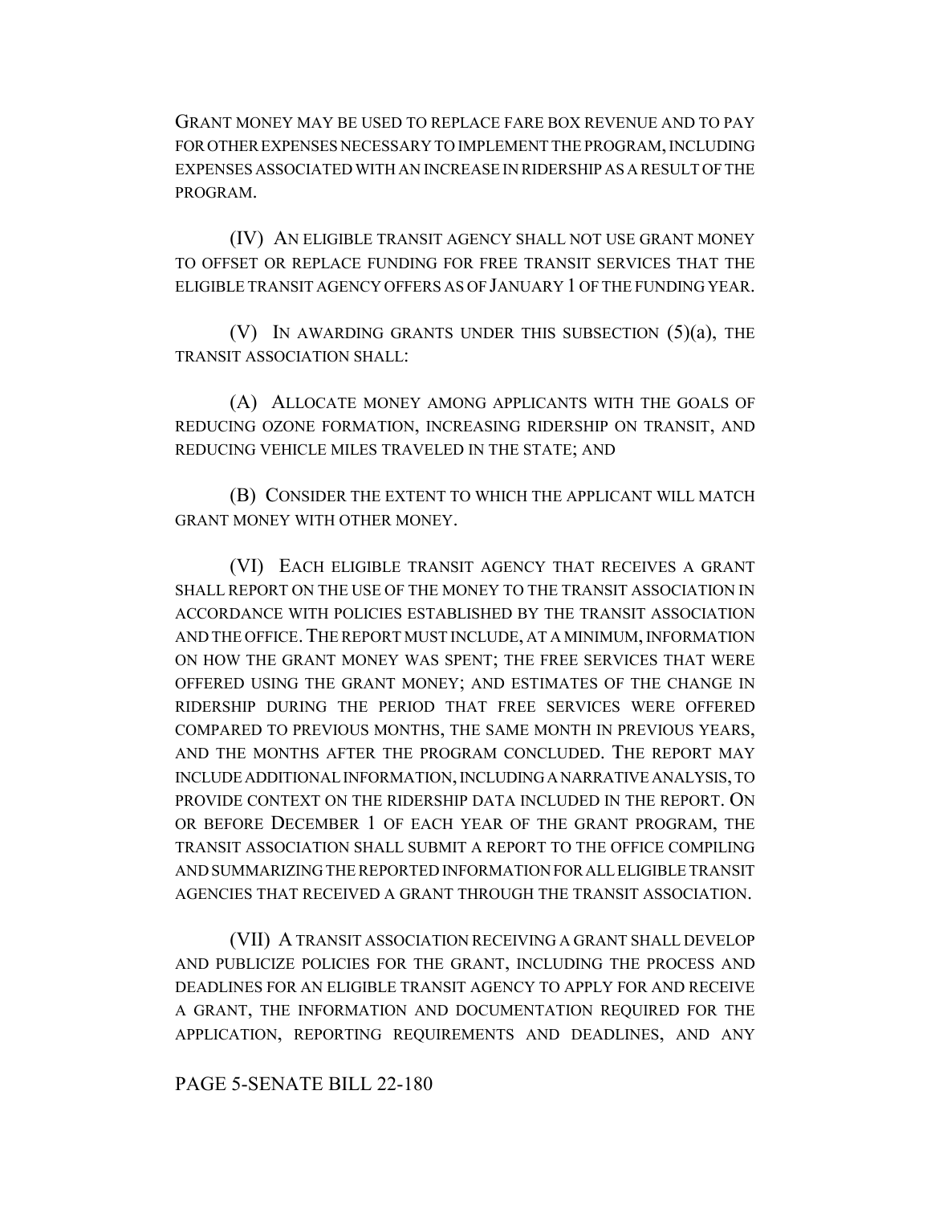GRANT MONEY MAY BE USED TO REPLACE FARE BOX REVENUE AND TO PAY FOR OTHER EXPENSES NECESSARY TO IMPLEMENT THE PROGRAM, INCLUDING EXPENSES ASSOCIATED WITH AN INCREASE IN RIDERSHIP AS A RESULT OF THE PROGRAM.

(IV) AN ELIGIBLE TRANSIT AGENCY SHALL NOT USE GRANT MONEY TO OFFSET OR REPLACE FUNDING FOR FREE TRANSIT SERVICES THAT THE ELIGIBLE TRANSIT AGENCY OFFERS AS OF JANUARY 1 OF THE FUNDING YEAR.

(V) IN AWARDING GRANTS UNDER THIS SUBSECTION (5)(a), THE TRANSIT ASSOCIATION SHALL:

(A) ALLOCATE MONEY AMONG APPLICANTS WITH THE GOALS OF REDUCING OZONE FORMATION, INCREASING RIDERSHIP ON TRANSIT, AND REDUCING VEHICLE MILES TRAVELED IN THE STATE; AND

(B) CONSIDER THE EXTENT TO WHICH THE APPLICANT WILL MATCH GRANT MONEY WITH OTHER MONEY.

(VI) EACH ELIGIBLE TRANSIT AGENCY THAT RECEIVES A GRANT SHALL REPORT ON THE USE OF THE MONEY TO THE TRANSIT ASSOCIATION IN ACCORDANCE WITH POLICIES ESTABLISHED BY THE TRANSIT ASSOCIATION AND THE OFFICE. THE REPORT MUST INCLUDE, AT A MINIMUM, INFORMATION ON HOW THE GRANT MONEY WAS SPENT; THE FREE SERVICES THAT WERE OFFERED USING THE GRANT MONEY; AND ESTIMATES OF THE CHANGE IN RIDERSHIP DURING THE PERIOD THAT FREE SERVICES WERE OFFERED COMPARED TO PREVIOUS MONTHS, THE SAME MONTH IN PREVIOUS YEARS, AND THE MONTHS AFTER THE PROGRAM CONCLUDED. THE REPORT MAY INCLUDE ADDITIONAL INFORMATION, INCLUDING A NARRATIVE ANALYSIS, TO PROVIDE CONTEXT ON THE RIDERSHIP DATA INCLUDED IN THE REPORT. ON OR BEFORE DECEMBER 1 OF EACH YEAR OF THE GRANT PROGRAM, THE TRANSIT ASSOCIATION SHALL SUBMIT A REPORT TO THE OFFICE COMPILING AND SUMMARIZING THE REPORTED INFORMATION FOR ALL ELIGIBLE TRANSIT AGENCIES THAT RECEIVED A GRANT THROUGH THE TRANSIT ASSOCIATION.

(VII) A TRANSIT ASSOCIATION RECEIVING A GRANT SHALL DEVELOP AND PUBLICIZE POLICIES FOR THE GRANT, INCLUDING THE PROCESS AND DEADLINES FOR AN ELIGIBLE TRANSIT AGENCY TO APPLY FOR AND RECEIVE A GRANT, THE INFORMATION AND DOCUMENTATION REQUIRED FOR THE APPLICATION, REPORTING REQUIREMENTS AND DEADLINES, AND ANY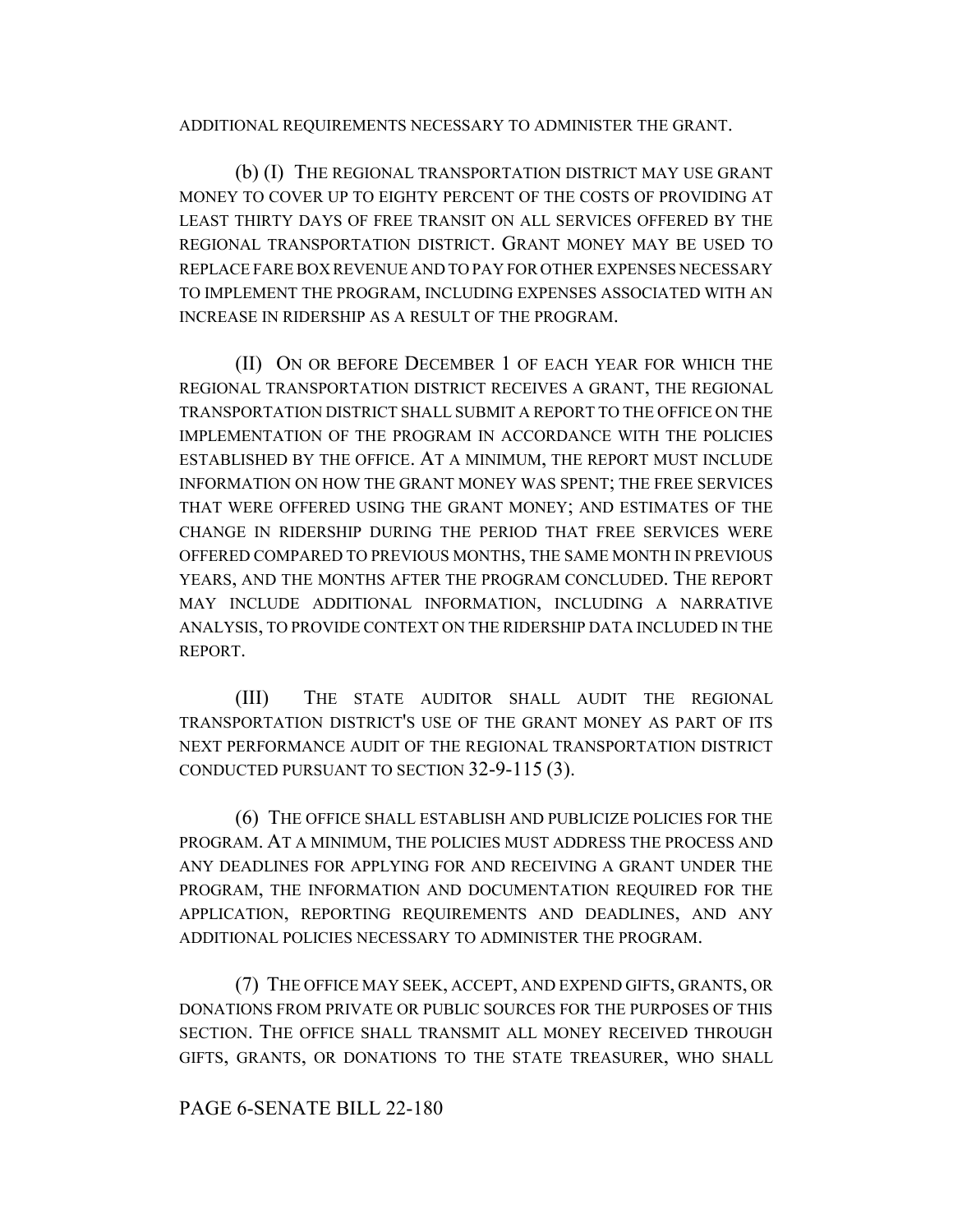ADDITIONAL REQUIREMENTS NECESSARY TO ADMINISTER THE GRANT.

(b) (I) THE REGIONAL TRANSPORTATION DISTRICT MAY USE GRANT MONEY TO COVER UP TO EIGHTY PERCENT OF THE COSTS OF PROVIDING AT LEAST THIRTY DAYS OF FREE TRANSIT ON ALL SERVICES OFFERED BY THE REGIONAL TRANSPORTATION DISTRICT. GRANT MONEY MAY BE USED TO REPLACE FARE BOX REVENUE AND TO PAY FOR OTHER EXPENSES NECESSARY TO IMPLEMENT THE PROGRAM, INCLUDING EXPENSES ASSOCIATED WITH AN INCREASE IN RIDERSHIP AS A RESULT OF THE PROGRAM.

(II) ON OR BEFORE DECEMBER 1 OF EACH YEAR FOR WHICH THE REGIONAL TRANSPORTATION DISTRICT RECEIVES A GRANT, THE REGIONAL TRANSPORTATION DISTRICT SHALL SUBMIT A REPORT TO THE OFFICE ON THE IMPLEMENTATION OF THE PROGRAM IN ACCORDANCE WITH THE POLICIES ESTABLISHED BY THE OFFICE. AT A MINIMUM, THE REPORT MUST INCLUDE INFORMATION ON HOW THE GRANT MONEY WAS SPENT; THE FREE SERVICES THAT WERE OFFERED USING THE GRANT MONEY; AND ESTIMATES OF THE CHANGE IN RIDERSHIP DURING THE PERIOD THAT FREE SERVICES WERE OFFERED COMPARED TO PREVIOUS MONTHS, THE SAME MONTH IN PREVIOUS YEARS, AND THE MONTHS AFTER THE PROGRAM CONCLUDED. THE REPORT MAY INCLUDE ADDITIONAL INFORMATION, INCLUDING A NARRATIVE ANALYSIS, TO PROVIDE CONTEXT ON THE RIDERSHIP DATA INCLUDED IN THE REPORT.

(III) THE STATE AUDITOR SHALL AUDIT THE REGIONAL TRANSPORTATION DISTRICT'S USE OF THE GRANT MONEY AS PART OF ITS NEXT PERFORMANCE AUDIT OF THE REGIONAL TRANSPORTATION DISTRICT CONDUCTED PURSUANT TO SECTION 32-9-115 (3).

(6) THE OFFICE SHALL ESTABLISH AND PUBLICIZE POLICIES FOR THE PROGRAM. AT A MINIMUM, THE POLICIES MUST ADDRESS THE PROCESS AND ANY DEADLINES FOR APPLYING FOR AND RECEIVING A GRANT UNDER THE PROGRAM, THE INFORMATION AND DOCUMENTATION REQUIRED FOR THE APPLICATION, REPORTING REQUIREMENTS AND DEADLINES, AND ANY ADDITIONAL POLICIES NECESSARY TO ADMINISTER THE PROGRAM.

(7) THE OFFICE MAY SEEK, ACCEPT, AND EXPEND GIFTS, GRANTS, OR DONATIONS FROM PRIVATE OR PUBLIC SOURCES FOR THE PURPOSES OF THIS SECTION. THE OFFICE SHALL TRANSMIT ALL MONEY RECEIVED THROUGH GIFTS, GRANTS, OR DONATIONS TO THE STATE TREASURER, WHO SHALL

PAGE 6-SENATE BILL 22-180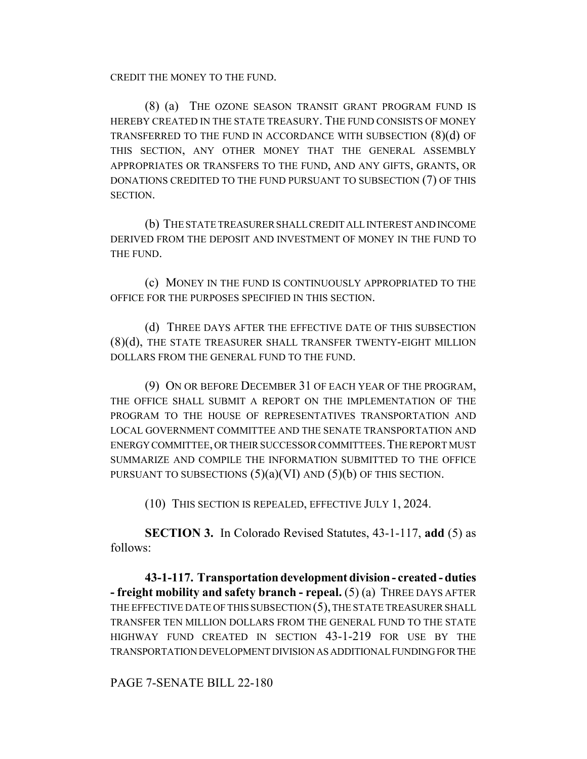CREDIT THE MONEY TO THE FUND.

(8) (a) THE OZONE SEASON TRANSIT GRANT PROGRAM FUND IS HEREBY CREATED IN THE STATE TREASURY. THE FUND CONSISTS OF MONEY TRANSFERRED TO THE FUND IN ACCORDANCE WITH SUBSECTION (8)(d) OF THIS SECTION, ANY OTHER MONEY THAT THE GENERAL ASSEMBLY APPROPRIATES OR TRANSFERS TO THE FUND, AND ANY GIFTS, GRANTS, OR DONATIONS CREDITED TO THE FUND PURSUANT TO SUBSECTION (7) OF THIS SECTION.

(b) THE STATE TREASURER SHALL CREDIT ALL INTEREST AND INCOME DERIVED FROM THE DEPOSIT AND INVESTMENT OF MONEY IN THE FUND TO THE FUND.

(c) MONEY IN THE FUND IS CONTINUOUSLY APPROPRIATED TO THE OFFICE FOR THE PURPOSES SPECIFIED IN THIS SECTION.

(d) THREE DAYS AFTER THE EFFECTIVE DATE OF THIS SUBSECTION (8)(d), THE STATE TREASURER SHALL TRANSFER TWENTY-EIGHT MILLION DOLLARS FROM THE GENERAL FUND TO THE FUND.

(9) ON OR BEFORE DECEMBER 31 OF EACH YEAR OF THE PROGRAM, THE OFFICE SHALL SUBMIT A REPORT ON THE IMPLEMENTATION OF THE PROGRAM TO THE HOUSE OF REPRESENTATIVES TRANSPORTATION AND LOCAL GOVERNMENT COMMITTEE AND THE SENATE TRANSPORTATION AND ENERGY COMMITTEE, OR THEIR SUCCESSOR COMMITTEES. THE REPORT MUST SUMMARIZE AND COMPILE THE INFORMATION SUBMITTED TO THE OFFICE PURSUANT TO SUBSECTIONS (5)(a)(VI) AND (5)(b) OF THIS SECTION.

(10) THIS SECTION IS REPEALED, EFFECTIVE JULY 1, 2024.

**SECTION 3.** In Colorado Revised Statutes, 43-1-117, **add** (5) as follows:

**43-1-117. Transportation development division - created - duties - freight mobility and safety branch - repeal.** (5) (a) THREE DAYS AFTER THE EFFECTIVE DATE OF THIS SUBSECTION (5), THE STATE TREASURER SHALL TRANSFER TEN MILLION DOLLARS FROM THE GENERAL FUND TO THE STATE HIGHWAY FUND CREATED IN SECTION 43-1-219 FOR USE BY THE TRANSPORTATION DEVELOPMENT DIVISION AS ADDITIONAL FUNDING FOR THE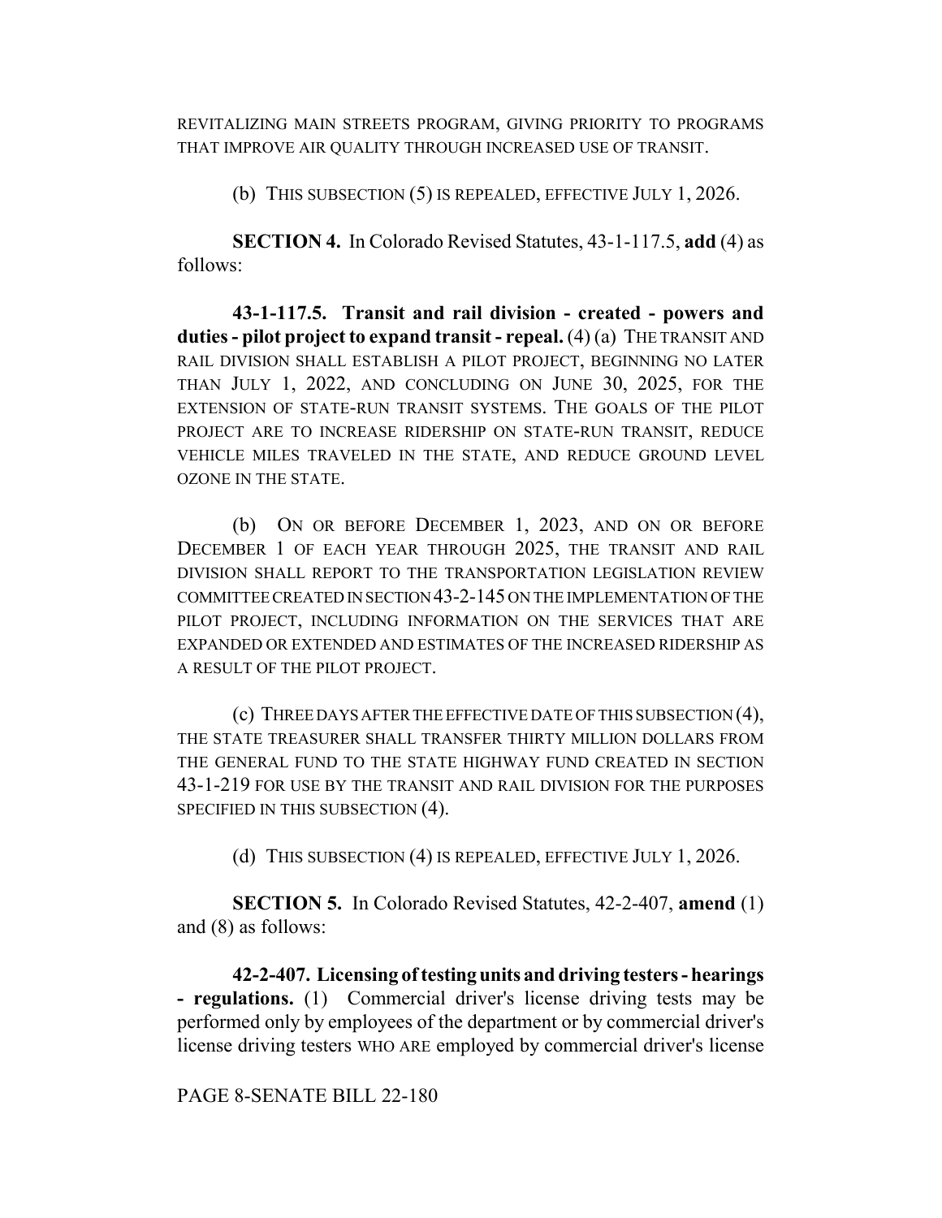REVITALIZING MAIN STREETS PROGRAM, GIVING PRIORITY TO PROGRAMS THAT IMPROVE AIR QUALITY THROUGH INCREASED USE OF TRANSIT.

(b) THIS SUBSECTION (5) IS REPEALED, EFFECTIVE JULY 1, 2026.

**SECTION 4.** In Colorado Revised Statutes, 43-1-117.5, **add** (4) as follows:

**43-1-117.5. Transit and rail division - created - powers and duties - pilot project to expand transit - repeal.** (4) (a) THE TRANSIT AND RAIL DIVISION SHALL ESTABLISH A PILOT PROJECT, BEGINNING NO LATER THAN JULY 1, 2022, AND CONCLUDING ON JUNE 30, 2025, FOR THE EXTENSION OF STATE-RUN TRANSIT SYSTEMS. THE GOALS OF THE PILOT PROJECT ARE TO INCREASE RIDERSHIP ON STATE-RUN TRANSIT, REDUCE VEHICLE MILES TRAVELED IN THE STATE, AND REDUCE GROUND LEVEL OZONE IN THE STATE.

(b) ON OR BEFORE DECEMBER 1, 2023, AND ON OR BEFORE DECEMBER 1 OF EACH YEAR THROUGH 2025, THE TRANSIT AND RAIL DIVISION SHALL REPORT TO THE TRANSPORTATION LEGISLATION REVIEW COMMITTEE CREATED IN SECTION 43-2-145 ON THE IMPLEMENTATION OF THE PILOT PROJECT, INCLUDING INFORMATION ON THE SERVICES THAT ARE EXPANDED OR EXTENDED AND ESTIMATES OF THE INCREASED RIDERSHIP AS A RESULT OF THE PILOT PROJECT.

(c) THREE DAYS AFTER THE EFFECTIVE DATE OF THIS SUBSECTION (4), THE STATE TREASURER SHALL TRANSFER THIRTY MILLION DOLLARS FROM THE GENERAL FUND TO THE STATE HIGHWAY FUND CREATED IN SECTION 43-1-219 FOR USE BY THE TRANSIT AND RAIL DIVISION FOR THE PURPOSES SPECIFIED IN THIS SUBSECTION (4).

(d) THIS SUBSECTION (4) IS REPEALED, EFFECTIVE JULY 1, 2026.

**SECTION 5.** In Colorado Revised Statutes, 42-2-407, **amend** (1) and (8) as follows:

**42-2-407. Licensing of testing units and driving testers - hearings - regulations.** (1) Commercial driver's license driving tests may be performed only by employees of the department or by commercial driver's license driving testers WHO ARE employed by commercial driver's license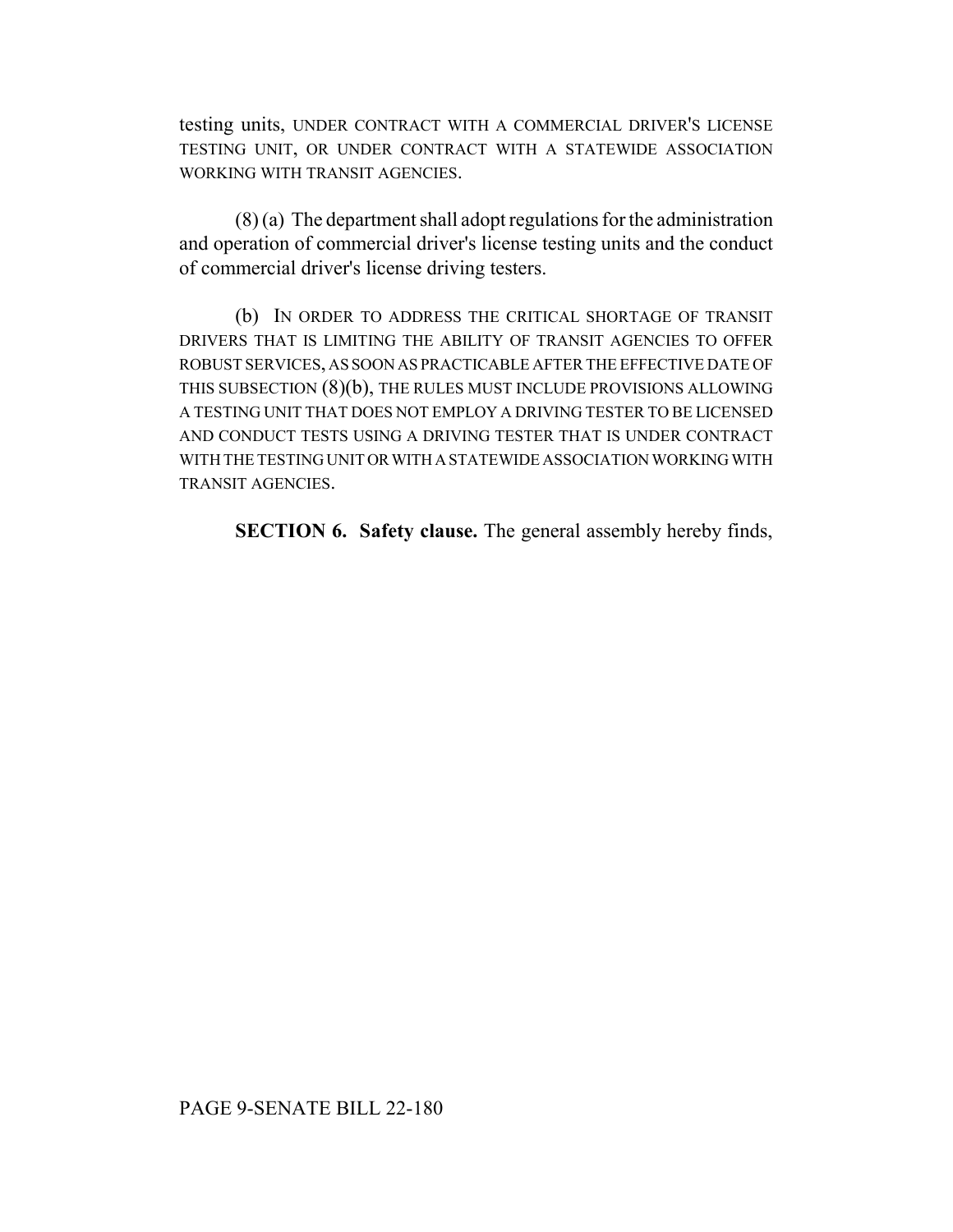testing units, UNDER CONTRACT WITH A COMMERCIAL DRIVER'S LICENSE TESTING UNIT, OR UNDER CONTRACT WITH A STATEWIDE ASSOCIATION WORKING WITH TRANSIT AGENCIES.

(8) (a) The department shall adopt regulations for the administration and operation of commercial driver's license testing units and the conduct of commercial driver's license driving testers.

(b) IN ORDER TO ADDRESS THE CRITICAL SHORTAGE OF TRANSIT DRIVERS THAT IS LIMITING THE ABILITY OF TRANSIT AGENCIES TO OFFER ROBUST SERVICES, AS SOON AS PRACTICABLE AFTER THE EFFECTIVE DATE OF THIS SUBSECTION (8)(b), THE RULES MUST INCLUDE PROVISIONS ALLOWING A TESTING UNIT THAT DOES NOT EMPLOY A DRIVING TESTER TO BE LICENSED AND CONDUCT TESTS USING A DRIVING TESTER THAT IS UNDER CONTRACT WITH THE TESTING UNIT OR WITH A STATEWIDE ASSOCIATION WORKING WITH TRANSIT AGENCIES.

**SECTION 6. Safety clause.** The general assembly hereby finds,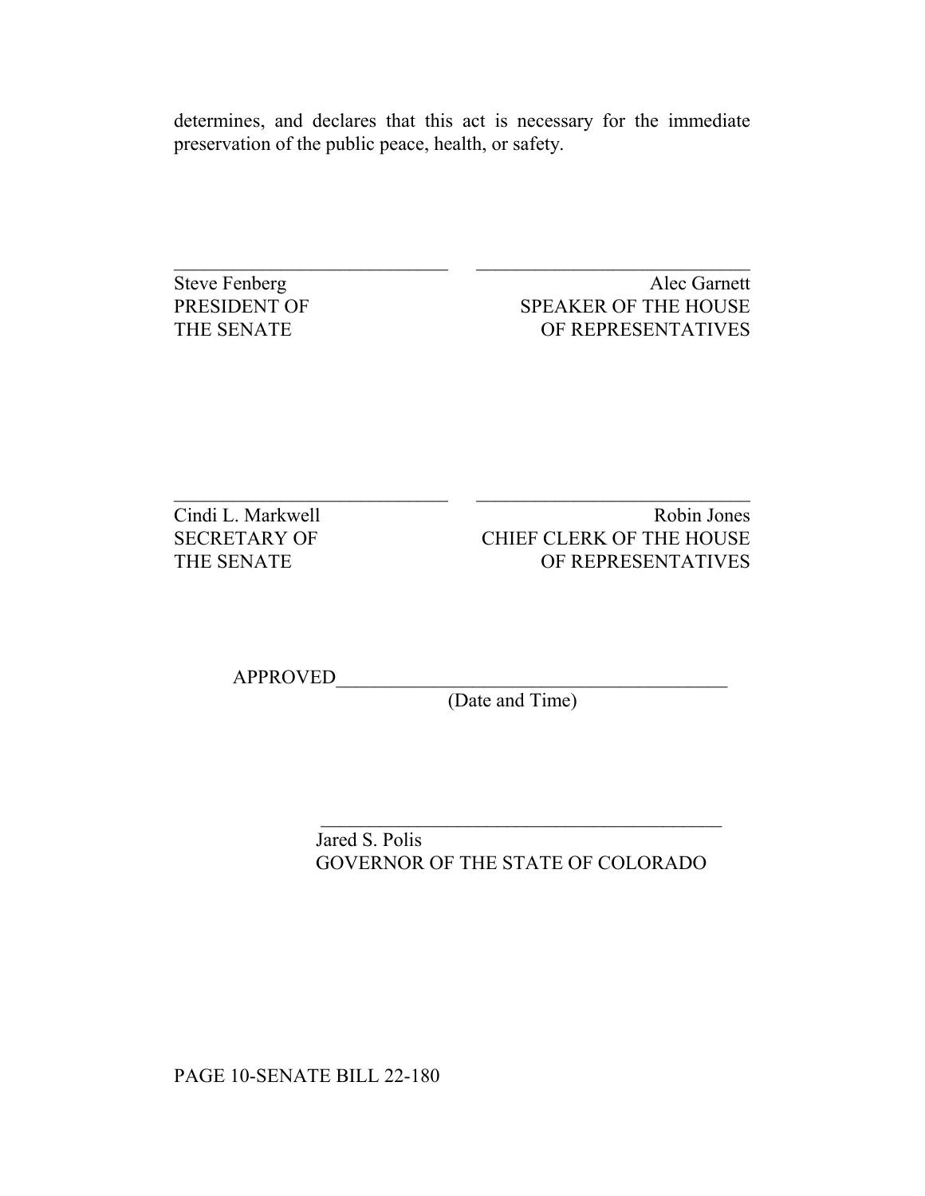determines, and declares that this act is necessary for the immediate preservation of the public peace, health, or safety.

| | |
|---|---|
| ____________________________ | ____________________________ |
| Steve Fenberg | Alec Garnett |
| PRESIDENT OF THE SENATE | SPEAKER OF THE HOUSE OF REPRESENTATIVES |

| | |
|---|---|
| ____________________________ | ____________________________ |
| Cindi L. Markwell | Robin Jones |
| SECRETARY OF THE SENATE | CHIEF CLERK OF THE HOUSE OF REPRESENTATIVES |

APPROVED________________________________________
(Date and Time)

_________________________________________
Jared S. Polis
GOVERNOR OF THE STATE OF COLORADO

PAGE 10-SENATE BILL 22-180